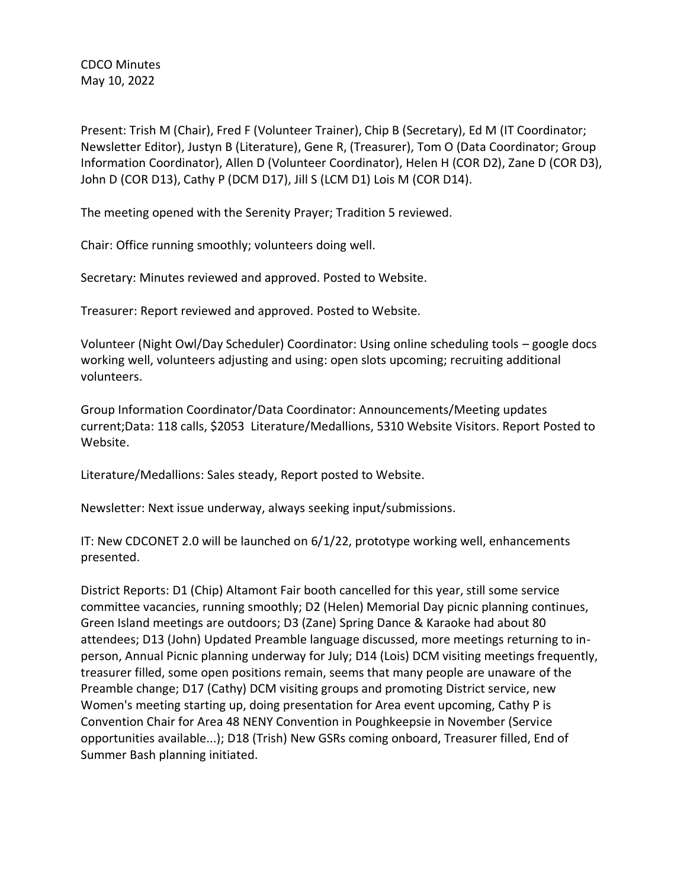CDCO Minutes
May 10, 2022

Present: Trish M (Chair), Fred F (Volunteer Trainer), Chip B (Secretary), Ed M (IT Coordinator; Newsletter Editor), Justyn B (Literature), Gene R, (Treasurer), Tom O (Data Coordinator; Group Information Coordinator), Allen D (Volunteer Coordinator), Helen H (COR D2), Zane D (COR D3), John D (COR D13), Cathy P (DCM D17), Jill S (LCM D1) Lois M (COR D14).

The meeting opened with the Serenity Prayer; Tradition 5 reviewed.

Chair: Office running smoothly; volunteers doing well.

Secretary: Minutes reviewed and approved. Posted to Website.

Treasurer: Report reviewed and approved. Posted to Website.

Volunteer (Night Owl/Day Scheduler) Coordinator: Using online scheduling tools – google docs working well, volunteers adjusting and using: open slots upcoming; recruiting additional volunteers.

Group Information Coordinator/Data Coordinator: Announcements/Meeting updates current;Data: 118 calls, $2053 Literature/Medallions, 5310 Website Visitors. Report Posted to Website.

Literature/Medallions: Sales steady, Report posted to Website.

Newsletter: Next issue underway, always seeking input/submissions.

IT: New CDCONET 2.0 will be launched on 6/1/22, prototype working well, enhancements presented.

District Reports: D1 (Chip) Altamont Fair booth cancelled for this year, still some service committee vacancies, running smoothly; D2 (Helen) Memorial Day picnic planning continues, Green Island meetings are outdoors; D3 (Zane) Spring Dance & Karaoke had about 80 attendees; D13 (John) Updated Preamble language discussed, more meetings returning to in-person, Annual Picnic planning underway for July; D14 (Lois) DCM visiting meetings frequently, treasurer filled, some open positions remain, seems that many people are unaware of the Preamble change; D17 (Cathy) DCM visiting groups and promoting District service, new Women's meeting starting up, doing presentation for Area event upcoming, Cathy P is Convention Chair for Area 48 NENY Convention in Poughkeepsie in November (Service opportunities available...); D18 (Trish) New GSRs coming onboard, Treasurer filled, End of Summer Bash planning initiated.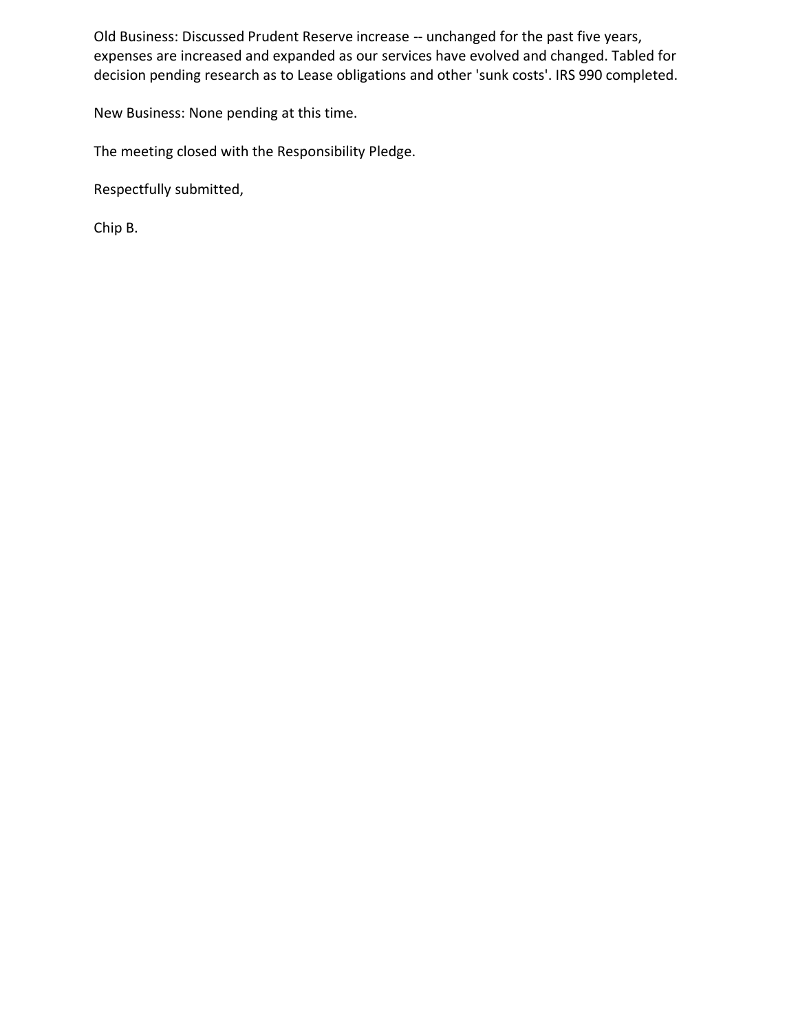Old Business: Discussed Prudent Reserve increase -- unchanged for the past five years, expenses are increased and expanded as our services have evolved and changed. Tabled for decision pending research as to Lease obligations and other 'sunk costs'. IRS 990 completed.

New Business: None pending at this time.

The meeting closed with the Responsibility Pledge.

Respectfully submitted,

Chip B.